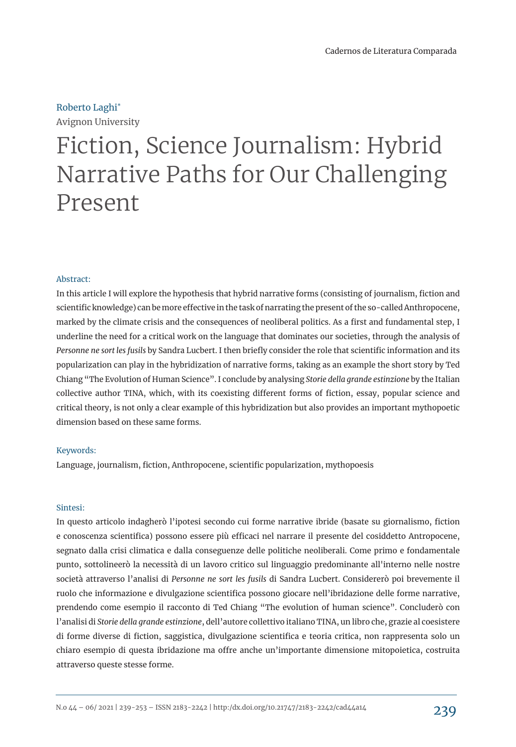Roberto Laghi[*]
Avignon University

# Fiction, Science Journalism: Hybrid Narrative Paths for Our Challenging Present

### Abstract:

In this article I will explore the hypothesis that hybrid narrative forms (consisting of journalism, fiction and scientific knowledge) can be more effective in the task of narrating the present of the so-called Anthropocene, marked by the climate crisis and the consequences of neoliberal politics. As a first and fundamental step, I underline the need for a critical work on the language that dominates our societies, through the analysis of *Personne ne sort les fusils* by Sandra Lucbert. I then briefly consider the role that scientific information and its popularization can play in the hybridization of narrative forms, taking as an example the short story by Ted Chiang "The Evolution of Human Science". I conclude by analysing *Storie della grande estinzione* by the Italian collective author TINA, which, with its coexisting different forms of fiction, essay, popular science and critical theory, is not only a clear example of this hybridization but also provides an important mythopoetic dimension based on these same forms.

### Keywords:

Language, journalism, fiction, Anthropocene, scientific popularization, mythopoesis

### Sintesi:

In questo articolo indagherò l'ipotesi secondo cui forme narrative ibride (basate su giornalismo, fiction e conoscenza scientifica) possono essere più efficaci nel narrare il presente del cosiddetto Antropocene, segnato dalla crisi climatica e dalla conseguenze delle politiche neoliberali. Come primo e fondamentale punto, sottolineerò la necessità di un lavoro critico sul linguaggio predominante all'interno nelle nostre società attraverso l'analisi di *Personne ne sort les fusils* di Sandra Lucbert. Considererò poi brevemente il ruolo che informazione e divulgazione scientifica possono giocare nell'ibridazione delle forme narrative, prendendo come esempio il racconto di Ted Chiang "The evolution of human science". Concluderò con l'analisi di *Storie della grande estinzione*, dell'autore collettivo italiano TINA, un libro che, grazie al coesistere di forme diverse di fiction, saggistica, divulgazione scientifica e teoria critica, non rappresenta solo un chiaro esempio di questa ibridazione ma offre anche un'importante dimensione mitopoietica, costruita attraverso queste stesse forme.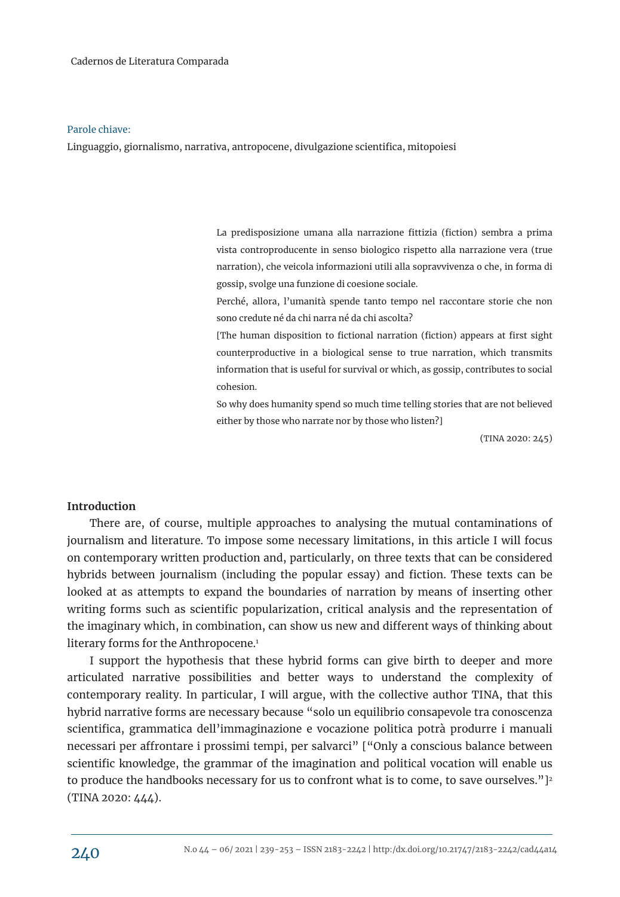Parole chiave:

Linguaggio, giornalismo, narrativa, antropocene, divulgazione scientifica, mitopoiesi

> La predisposizione umana alla narrazione fittizia (fiction) sembra a prima vista controproducente in senso biologico rispetto alla narrazione vera (true narration), che veicola informazioni utili alla sopravvivenza o che, in forma di gossip, svolge una funzione di coesione sociale.
>
> Perché, allora, l'umanità spende tanto tempo nel raccontare storie che non sono credute né da chi narra né da chi ascolta?
>
> [The human disposition to fictional narration (fiction) appears at first sight counterproductive in a biological sense to true narration, which transmits information that is useful for survival or which, as gossip, contributes to social cohesion.
>
> So why does humanity spend so much time telling stories that are not believed either by those who narrate nor by those who listen?]
>
> (TINA 2020: 245)

**Introduction**

There are, of course, multiple approaches to analysing the mutual contaminations of journalism and literature. To impose some necessary limitations, in this article I will focus on contemporary written production and, particularly, on three texts that can be considered hybrids between journalism (including the popular essay) and fiction. These texts can be looked at as attempts to expand the boundaries of narration by means of inserting other writing forms such as scientific popularization, critical analysis and the representation of the imaginary which, in combination, can show us new and different ways of thinking about literary forms for the Anthropocene.[1]

I support the hypothesis that these hybrid forms can give birth to deeper and more articulated narrative possibilities and better ways to understand the complexity of contemporary reality. In particular, I will argue, with the collective author TINA, that this hybrid narrative forms are necessary because "solo un equilibrio consapevole tra conoscenza scientifica, grammatica dell'immaginazione e vocazione politica potrà produrre i manuali necessari per affrontare i prossimi tempi, per salvarci" ["Only a conscious balance between scientific knowledge, the grammar of the imagination and political vocation will enable us to produce the handbooks necessary for us to confront what is to come, to save ourselves."][2] (TINA 2020: 444).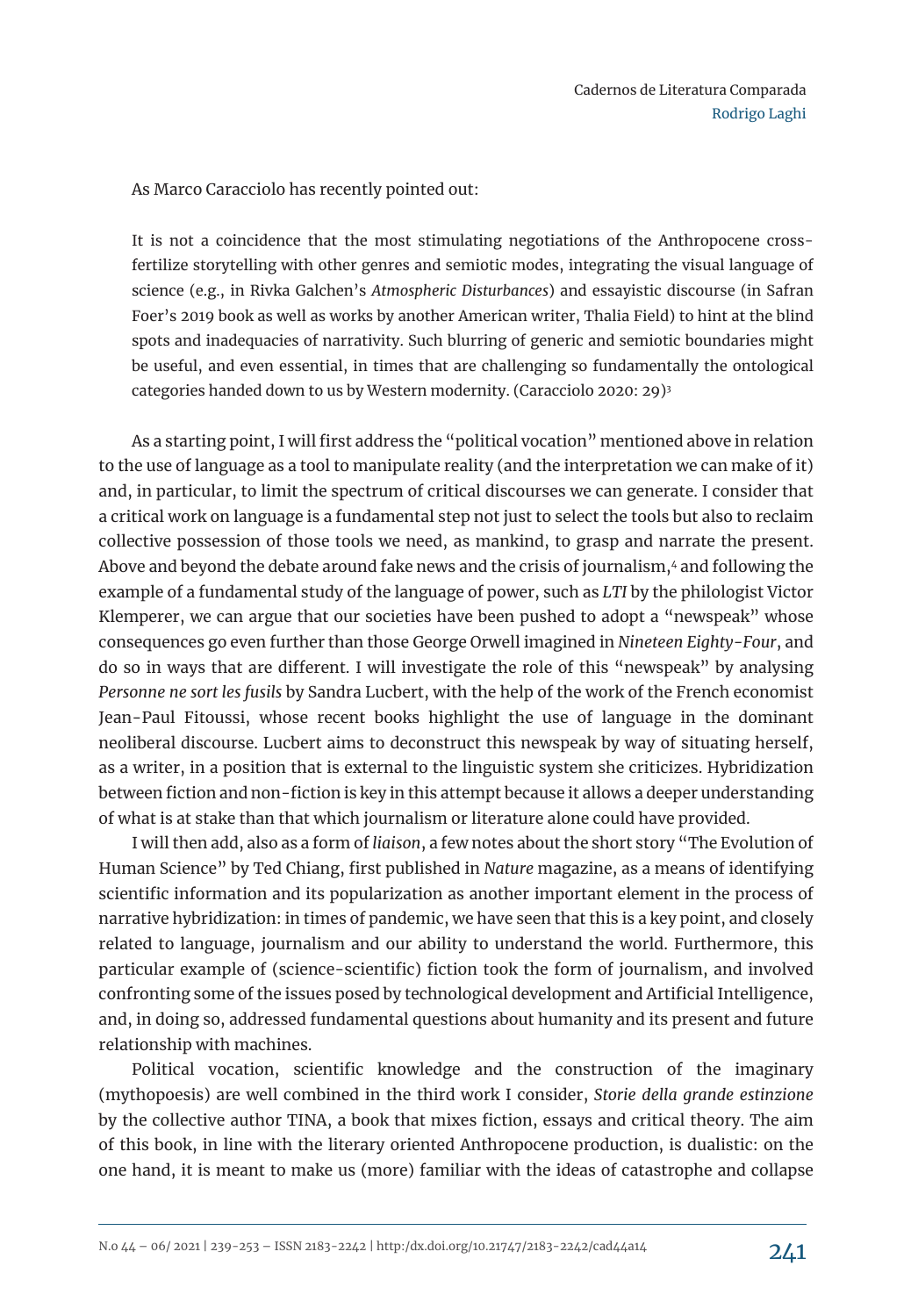As Marco Caracciolo has recently pointed out:

> It is not a coincidence that the most stimulating negotiations of the Anthropocene cross-fertilize storytelling with other genres and semiotic modes, integrating the visual language of science (e.g., in Rivka Galchen's *Atmospheric Disturbances*) and essayistic discourse (in Safran Foer's 2019 book as well as works by another American writer, Thalia Field) to hint at the blind spots and inadequacies of narrativity. Such blurring of generic and semiotic boundaries might be useful, and even essential, in times that are challenging so fundamentally the ontological categories handed down to us by Western modernity. (Caracciolo 2020: 29)[3]

As a starting point, I will first address the "political vocation" mentioned above in relation to the use of language as a tool to manipulate reality (and the interpretation we can make of it) and, in particular, to limit the spectrum of critical discourses we can generate. I consider that a critical work on language is a fundamental step not just to select the tools but also to reclaim collective possession of those tools we need, as mankind, to grasp and narrate the present. Above and beyond the debate around fake news and the crisis of journalism,[4] and following the example of a fundamental study of the language of power, such as *LTI* by the philologist Victor Klemperer, we can argue that our societies have been pushed to adopt a "newspeak" whose consequences go even further than those George Orwell imagined in *Nineteen Eighty-Four*, and do so in ways that are different. I will investigate the role of this "newspeak" by analysing *Personne ne sort les fusils* by Sandra Lucbert, with the help of the work of the French economist Jean-Paul Fitoussi, whose recent books highlight the use of language in the dominant neoliberal discourse. Lucbert aims to deconstruct this newspeak by way of situating herself, as a writer, in a position that is external to the linguistic system she criticizes. Hybridization between fiction and non-fiction is key in this attempt because it allows a deeper understanding of what is at stake than that which journalism or literature alone could have provided.

I will then add, also as a form of *liaison*, a few notes about the short story "The Evolution of Human Science" by Ted Chiang, first published in *Nature* magazine, as a means of identifying scientific information and its popularization as another important element in the process of narrative hybridization: in times of pandemic, we have seen that this is a key point, and closely related to language, journalism and our ability to understand the world. Furthermore, this particular example of (science-scientific) fiction took the form of journalism, and involved confronting some of the issues posed by technological development and Artificial Intelligence, and, in doing so, addressed fundamental questions about humanity and its present and future relationship with machines.

Political vocation, scientific knowledge and the construction of the imaginary (mythopoesis) are well combined in the third work I consider, *Storie della grande estinzione* by the collective author TINA, a book that mixes fiction, essays and critical theory. The aim of this book, in line with the literary oriented Anthropocene production, is dualistic: on the one hand, it is meant to make us (more) familiar with the ideas of catastrophe and collapse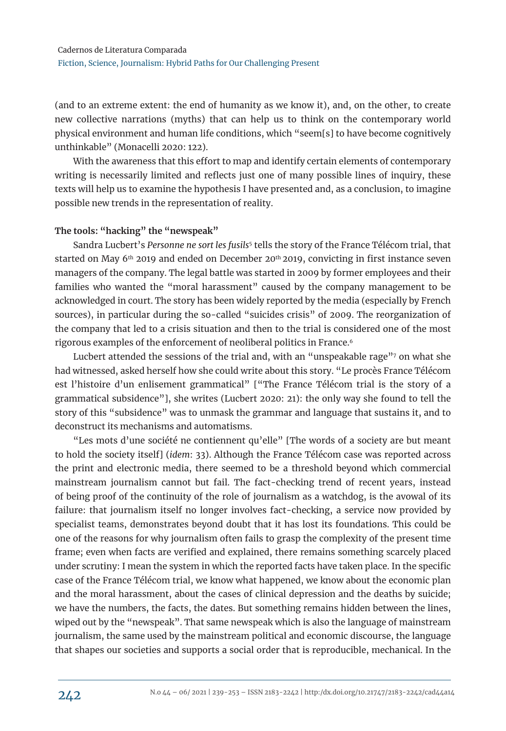(and to an extreme extent: the end of humanity as we know it), and, on the other, to create new collective narrations (myths) that can help us to think on the contemporary world physical environment and human life conditions, which "seem[s] to have become cognitively unthinkable" (Monacelli 2020: 122).

With the awareness that this effort to map and identify certain elements of contemporary writing is necessarily limited and reflects just one of many possible lines of inquiry, these texts will help us to examine the hypothesis I have presented and, as a conclusion, to imagine possible new trends in the representation of reality.

**The tools: "hacking" the "newspeak"**

Sandra Lucbert's *Personne ne sort les fusils*[5] tells the story of the France Télécom trial, that started on May 6th 2019 and ended on December 20th 2019, convicting in first instance seven managers of the company. The legal battle was started in 2009 by former employees and their families who wanted the "moral harassment" caused by the company management to be acknowledged in court. The story has been widely reported by the media (especially by French sources), in particular during the so-called "suicides crisis" of 2009. The reorganization of the company that led to a crisis situation and then to the trial is considered one of the most rigorous examples of the enforcement of neoliberal politics in France.[6]

Lucbert attended the sessions of the trial and, with an "unspeakable rage"[7] on what she had witnessed, asked herself how she could write about this story. "Le procès France Télécom est l'histoire d'un enlisement grammatical" ["The France Télécom trial is the story of a grammatical subsidence"], she writes (Lucbert 2020: 21): the only way she found to tell the story of this "subsidence" was to unmask the grammar and language that sustains it, and to deconstruct its mechanisms and automatisms.

"Les mots d'une société ne contiennent qu'elle" [The words of a society are but meant to hold the society itself] (*idem*: 33). Although the France Télécom case was reported across the print and electronic media, there seemed to be a threshold beyond which commercial mainstream journalism cannot but fail. The fact-checking trend of recent years, instead of being proof of the continuity of the role of journalism as a watchdog, is the avowal of its failure: that journalism itself no longer involves fact-checking, a service now provided by specialist teams, demonstrates beyond doubt that it has lost its foundations. This could be one of the reasons for why journalism often fails to grasp the complexity of the present time frame; even when facts are verified and explained, there remains something scarcely placed under scrutiny: I mean the system in which the reported facts have taken place. In the specific case of the France Télécom trial, we know what happened, we know about the economic plan and the moral harassment, about the cases of clinical depression and the deaths by suicide; we have the numbers, the facts, the dates. But something remains hidden between the lines, wiped out by the "newspeak". That same newspeak which is also the language of mainstream journalism, the same used by the mainstream political and economic discourse, the language that shapes our societies and supports a social order that is reproducible, mechanical. In the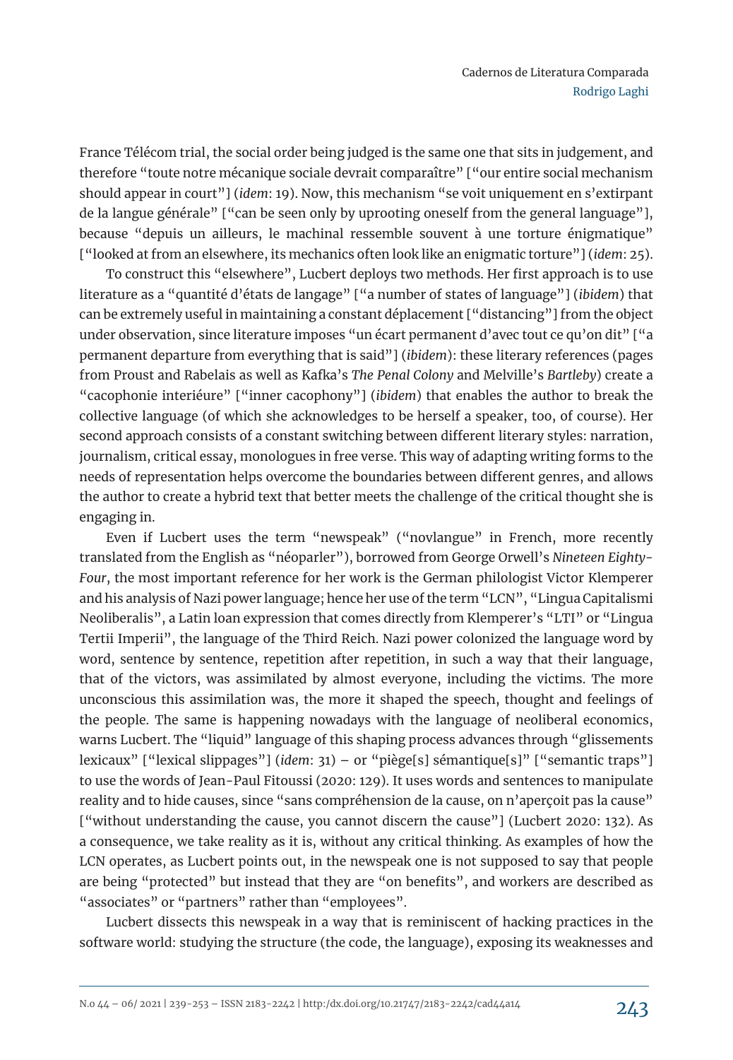France Télécom trial, the social order being judged is the same one that sits in judgement, and therefore "toute notre mécanique sociale devrait comparaître" ["our entire social mechanism should appear in court"] (*idem*: 19). Now, this mechanism "se voit uniquement en s'extirpant de la langue générale" ["can be seen only by uprooting oneself from the general language"], because "depuis un ailleurs, le machinal ressemble souvent à une torture énigmatique" ["looked at from an elsewhere, its mechanics often look like an enigmatic torture"] (*idem*: 25).

To construct this "elsewhere", Lucbert deploys two methods. Her first approach is to use literature as a "quantité d'états de langage" ["a number of states of language"] (*ibidem*) that can be extremely useful in maintaining a constant déplacement ["distancing"] from the object under observation, since literature imposes "un écart permanent d'avec tout ce qu'on dit" ["a permanent departure from everything that is said"] (*ibidem*): these literary references (pages from Proust and Rabelais as well as Kafka's *The Penal Colony* and Melville's *Bartleby*) create a "cacophonie interiéure" ["inner cacophony"] (*ibidem*) that enables the author to break the collective language (of which she acknowledges to be herself a speaker, too, of course). Her second approach consists of a constant switching between different literary styles: narration, journalism, critical essay, monologues in free verse. This way of adapting writing forms to the needs of representation helps overcome the boundaries between different genres, and allows the author to create a hybrid text that better meets the challenge of the critical thought she is engaging in.

Even if Lucbert uses the term "newspeak" ("novlangue" in French, more recently translated from the English as "néoparler"), borrowed from George Orwell's *Nineteen Eighty-Four*, the most important reference for her work is the German philologist Victor Klemperer and his analysis of Nazi power language; hence her use of the term "LCN", "Lingua Capitalismi Neoliberalis", a Latin loan expression that comes directly from Klemperer's "LTI" or "Lingua Tertii Imperii", the language of the Third Reich. Nazi power colonized the language word by word, sentence by sentence, repetition after repetition, in such a way that their language, that of the victors, was assimilated by almost everyone, including the victims. The more unconscious this assimilation was, the more it shaped the speech, thought and feelings of the people. The same is happening nowadays with the language of neoliberal economics, warns Lucbert. The "liquid" language of this shaping process advances through "glissements lexicaux" ["lexical slippages"] (*idem*: 31) – or "piège[s] sémantique[s]" ["semantic traps"] to use the words of Jean-Paul Fitoussi (2020: 129). It uses words and sentences to manipulate reality and to hide causes, since "sans compréhension de la cause, on n'aperçoit pas la cause" ["without understanding the cause, you cannot discern the cause"] (Lucbert 2020: 132). As a consequence, we take reality as it is, without any critical thinking. As examples of how the LCN operates, as Lucbert points out, in the newspeak one is not supposed to say that people are being "protected" but instead that they are "on benefits", and workers are described as "associates" or "partners" rather than "employees".

Lucbert dissects this newspeak in a way that is reminiscent of hacking practices in the software world: studying the structure (the code, the language), exposing its weaknesses and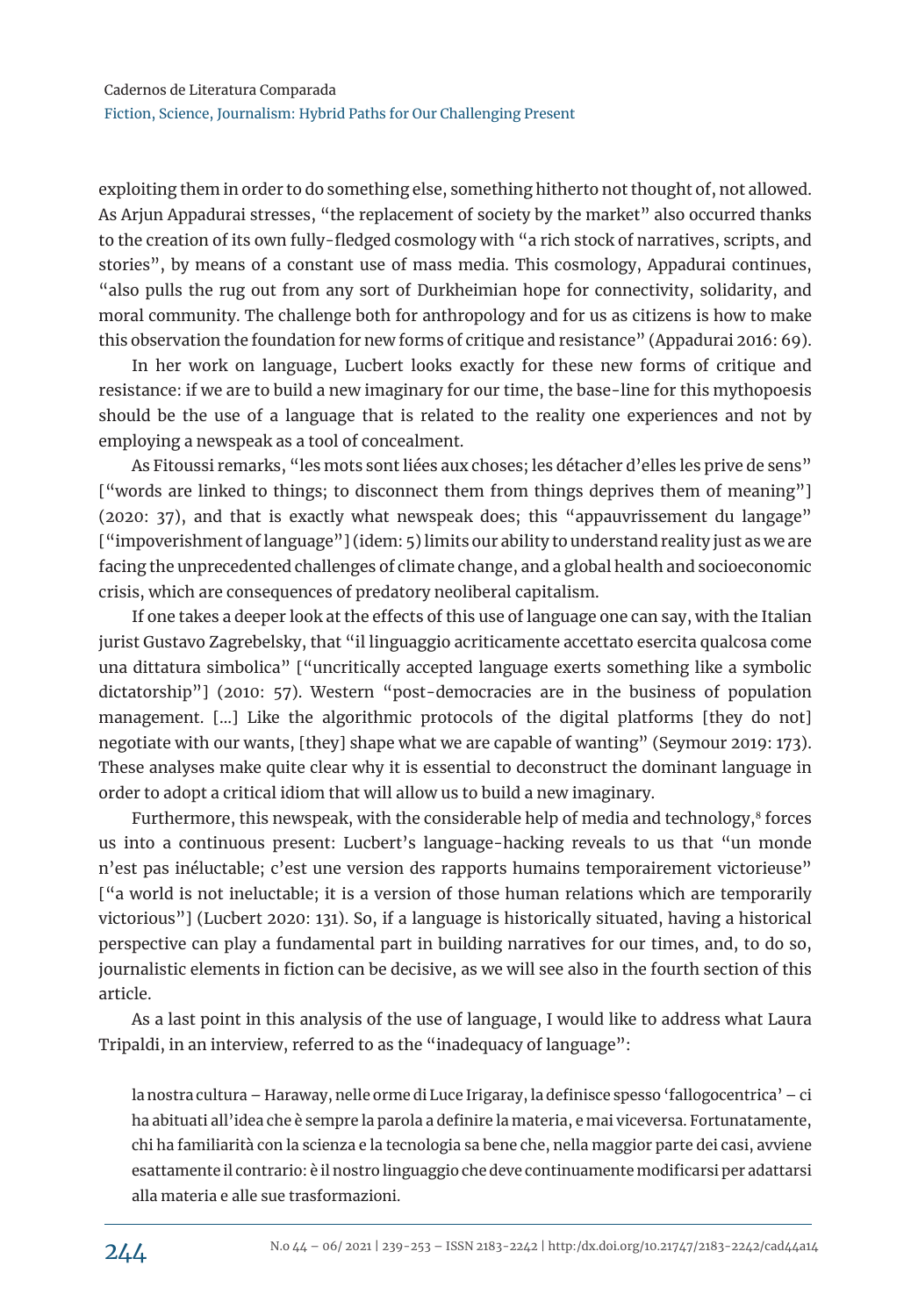exploiting them in order to do something else, something hitherto not thought of, not allowed. As Arjun Appadurai stresses, "the replacement of society by the market" also occurred thanks to the creation of its own fully-fledged cosmology with "a rich stock of narratives, scripts, and stories", by means of a constant use of mass media. This cosmology, Appadurai continues, "also pulls the rug out from any sort of Durkheimian hope for connectivity, solidarity, and moral community. The challenge both for anthropology and for us as citizens is how to make this observation the foundation for new forms of critique and resistance" (Appadurai 2016: 69).

In her work on language, Lucbert looks exactly for these new forms of critique and resistance: if we are to build a new imaginary for our time, the base-line for this mythopoesis should be the use of a language that is related to the reality one experiences and not by employing a newspeak as a tool of concealment.

As Fitoussi remarks, "les mots sont liées aux choses; les détacher d'elles les prive de sens" ["words are linked to things; to disconnect them from things deprives them of meaning"] (2020: 37), and that is exactly what newspeak does; this "appauvrissement du langage" ["impoverishment of language"] (idem: 5) limits our ability to understand reality just as we are facing the unprecedented challenges of climate change, and a global health and socioeconomic crisis, which are consequences of predatory neoliberal capitalism.

If one takes a deeper look at the effects of this use of language one can say, with the Italian jurist Gustavo Zagrebelsky, that "il linguaggio acriticamente accettato esercita qualcosa come una dittatura simbolica" ["uncritically accepted language exerts something like a symbolic dictatorship"] (2010: 57). Western "post-democracies are in the business of population management. […] Like the algorithmic protocols of the digital platforms [they do not] negotiate with our wants, [they] shape what we are capable of wanting" (Seymour 2019: 173). These analyses make quite clear why it is essential to deconstruct the dominant language in order to adopt a critical idiom that will allow us to build a new imaginary.

Furthermore, this newspeak, with the considerable help of media and technology,[8] forces us into a continuous present: Lucbert's language-hacking reveals to us that "un monde n'est pas inéluctable; c'est une version des rapports humains temporairement victorieuse" ["a world is not ineluctable; it is a version of those human relations which are temporarily victorious"] (Lucbert 2020: 131). So, if a language is historically situated, having a historical perspective can play a fundamental part in building narratives for our times, and, to do so, journalistic elements in fiction can be decisive, as we will see also in the fourth section of this article.

As a last point in this analysis of the use of language, I would like to address what Laura Tripaldi, in an interview, referred to as the "inadequacy of language":

> la nostra cultura – Haraway, nelle orme di Luce Irigaray, la definisce spesso 'fallogocentrica' – ci ha abituati all'idea che è sempre la parola a definire la materia, e mai viceversa. Fortunatamente, chi ha familiarità con la scienza e la tecnologia sa bene che, nella maggior parte dei casi, avviene esattamente il contrario: è il nostro linguaggio che deve continuamente modificarsi per adattarsi alla materia e alle sue trasformazioni.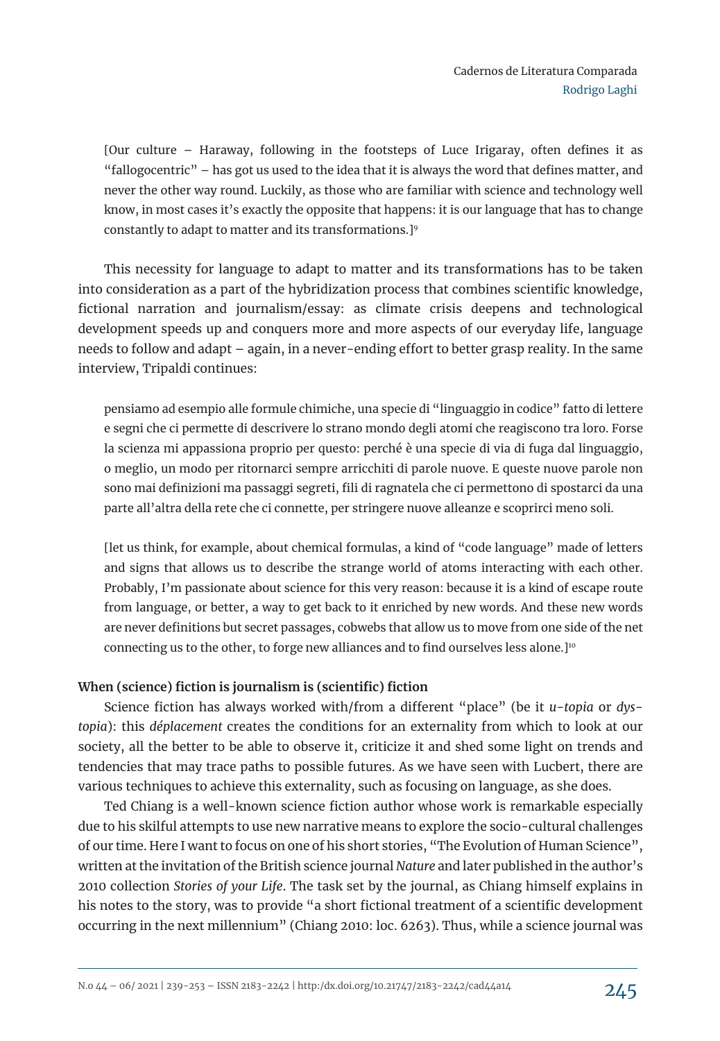[Our culture – Haraway, following in the footsteps of Luce Irigaray, often defines it as "fallogocentric" – has got us used to the idea that it is always the word that defines matter, and never the other way round. Luckily, as those who are familiar with science and technology well know, in most cases it's exactly the opposite that happens: it is our language that has to change constantly to adapt to matter and its transformations.][9]

This necessity for language to adapt to matter and its transformations has to be taken into consideration as a part of the hybridization process that combines scientific knowledge, fictional narration and journalism/essay: as climate crisis deepens and technological development speeds up and conquers more and more aspects of our everyday life, language needs to follow and adapt – again, in a never-ending effort to better grasp reality. In the same interview, Tripaldi continues:

> pensiamo ad esempio alle formule chimiche, una specie di "linguaggio in codice" fatto di lettere e segni che ci permette di descrivere lo strano mondo degli atomi che reagiscono tra loro. Forse la scienza mi appassiona proprio per questo: perché è una specie di via di fuga dal linguaggio, o meglio, un modo per ritornarci sempre arricchiti di parole nuove. E queste nuove parole non sono mai definizioni ma passaggi segreti, fili di ragnatela che ci permettono di spostarci da una parte all'altra della rete che ci connette, per stringere nuove alleanze e scoprirci meno soli.
>
> [let us think, for example, about chemical formulas, a kind of "code language" made of letters and signs that allows us to describe the strange world of atoms interacting with each other. Probably, I'm passionate about science for this very reason: because it is a kind of escape route from language, or better, a way to get back to it enriched by new words. And these new words are never definitions but secret passages, cobwebs that allow us to move from one side of the net connecting us to the other, to forge new alliances and to find ourselves less alone.][10]

### When (science) fiction is journalism is (scientific) fiction

Science fiction has always worked with/from a different "place" (be it *u-topia* or *dys-topia*): this *déplacement* creates the conditions for an externality from which to look at our society, all the better to be able to observe it, criticize it and shed some light on trends and tendencies that may trace paths to possible futures. As we have seen with Lucbert, there are various techniques to achieve this externality, such as focusing on language, as she does.

Ted Chiang is a well-known science fiction author whose work is remarkable especially due to his skilful attempts to use new narrative means to explore the socio-cultural challenges of our time. Here I want to focus on one of his short stories, "The Evolution of Human Science", written at the invitation of the British science journal *Nature* and later published in the author's 2010 collection *Stories of your Life*. The task set by the journal, as Chiang himself explains in his notes to the story, was to provide "a short fictional treatment of a scientific development occurring in the next millennium" (Chiang 2010: loc. 6263). Thus, while a science journal was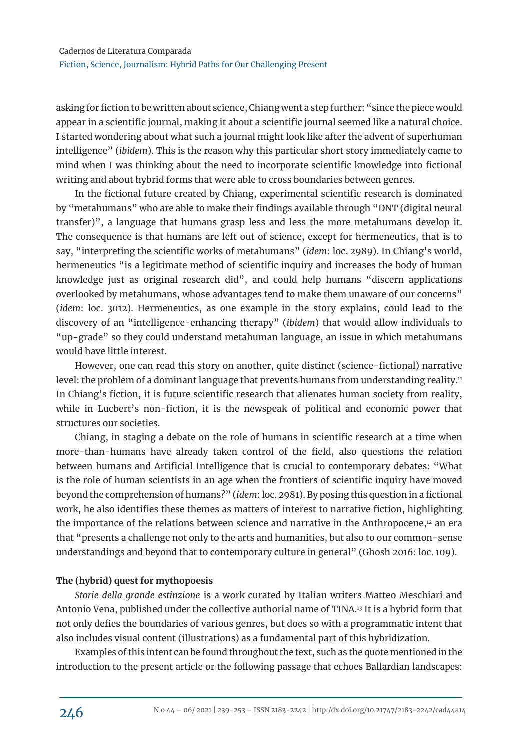asking for fiction to be written about science, Chiang went a step further: "since the piece would appear in a scientific journal, making it about a scientific journal seemed like a natural choice. I started wondering about what such a journal might look like after the advent of superhuman intelligence" (*ibidem*). This is the reason why this particular short story immediately came to mind when I was thinking about the need to incorporate scientific knowledge into fictional writing and about hybrid forms that were able to cross boundaries between genres.

In the fictional future created by Chiang, experimental scientific research is dominated by "metahumans" who are able to make their findings available through "DNT (digital neural transfer)", a language that humans grasp less and less the more metahumans develop it. The consequence is that humans are left out of science, except for hermeneutics, that is to say, "interpreting the scientific works of metahumans" (*idem*: loc. 2989). In Chiang's world, hermeneutics "is a legitimate method of scientific inquiry and increases the body of human knowledge just as original research did", and could help humans "discern applications overlooked by metahumans, whose advantages tend to make them unaware of our concerns" (*idem*: loc. 3012). Hermeneutics, as one example in the story explains, could lead to the discovery of an "intelligence-enhancing therapy" (*ibidem*) that would allow individuals to "up-grade" so they could understand metahuman language, an issue in which metahumans would have little interest.

However, one can read this story on another, quite distinct (science-fictional) narrative level: the problem of a dominant language that prevents humans from understanding reality.[11] In Chiang's fiction, it is future scientific research that alienates human society from reality, while in Lucbert's non-fiction, it is the newspeak of political and economic power that structures our societies.

Chiang, in staging a debate on the role of humans in scientific research at a time when more-than-humans have already taken control of the field, also questions the relation between humans and Artificial Intelligence that is crucial to contemporary debates: "What is the role of human scientists in an age when the frontiers of scientific inquiry have moved beyond the comprehension of humans?" (*idem*: loc. 2981). By posing this question in a fictional work, he also identifies these themes as matters of interest to narrative fiction, highlighting the importance of the relations between science and narrative in the Anthropocene,[12] an era that "presents a challenge not only to the arts and humanities, but also to our common-sense understandings and beyond that to contemporary culture in general" (Ghosh 2016: loc. 109).

### The (hybrid) quest for mythopoesis

*Storie della grande estinzione* is a work curated by Italian writers Matteo Meschiari and Antonio Vena, published under the collective authorial name of TINA.[13] It is a hybrid form that not only defies the boundaries of various genres, but does so with a programmatic intent that also includes visual content (illustrations) as a fundamental part of this hybridization.

Examples of this intent can be found throughout the text, such as the quote mentioned in the introduction to the present article or the following passage that echoes Ballardian landscapes: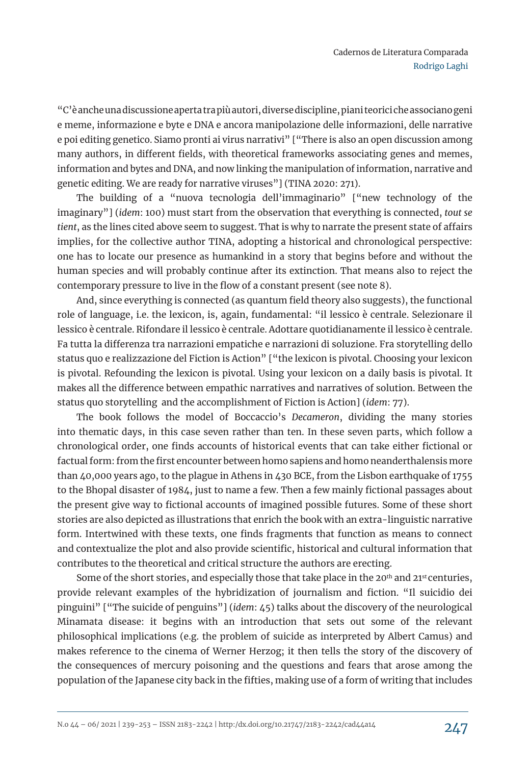"C'è anche una discussione aperta tra più autori, diverse discipline, piani teorici che associano geni e meme, informazione e byte e DNA e ancora manipolazione delle informazioni, delle narrative e poi editing genetico. Siamo pronti ai virus narrativi" ["There is also an open discussion among many authors, in different fields, with theoretical frameworks associating genes and memes, information and bytes and DNA, and now linking the manipulation of information, narrative and genetic editing. We are ready for narrative viruses"] (TINA 2020: 271).

The building of a "nuova tecnologia dell'immaginario" ["new technology of the imaginary"] (*idem*: 100) must start from the observation that everything is connected, *tout se tient*, as the lines cited above seem to suggest. That is why to narrate the present state of affairs implies, for the collective author TINA, adopting a historical and chronological perspective: one has to locate our presence as humankind in a story that begins before and without the human species and will probably continue after its extinction. That means also to reject the contemporary pressure to live in the flow of a constant present (see note 8).

And, since everything is connected (as quantum field theory also suggests), the functional role of language, i.e. the lexicon, is, again, fundamental: "il lessico è centrale. Selezionare il lessico è centrale. Rifondare il lessico è centrale. Adottare quotidianamente il lessico è centrale. Fa tutta la differenza tra narrazioni empatiche e narrazioni di soluzione. Fra storytelling dello status quo e realizzazione del Fiction is Action" ["the lexicon is pivotal. Choosing your lexicon is pivotal. Refounding the lexicon is pivotal. Using your lexicon on a daily basis is pivotal. It makes all the difference between empathic narratives and narratives of solution. Between the status quo storytelling and the accomplishment of Fiction is Action] (*idem*: 77).

The book follows the model of Boccaccio's *Decameron*, dividing the many stories into thematic days, in this case seven rather than ten. In these seven parts, which follow a chronological order, one finds accounts of historical events that can take either fictional or factual form: from the first encounter between homo sapiens and homo neanderthalensis more than 40,000 years ago, to the plague in Athens in 430 BCE, from the Lisbon earthquake of 1755 to the Bhopal disaster of 1984, just to name a few. Then a few mainly fictional passages about the present give way to fictional accounts of imagined possible futures. Some of these short stories are also depicted as illustrations that enrich the book with an extra-linguistic narrative form. Intertwined with these texts, one finds fragments that function as means to connect and contextualize the plot and also provide scientific, historical and cultural information that contributes to the theoretical and critical structure the authors are erecting.

Some of the short stories, and especially those that take place in the 20th and 21st centuries, provide relevant examples of the hybridization of journalism and fiction. "Il suicidio dei pinguini" ["The suicide of penguins"] (*idem*: 45) talks about the discovery of the neurological Minamata disease: it begins with an introduction that sets out some of the relevant philosophical implications (e.g. the problem of suicide as interpreted by Albert Camus) and makes reference to the cinema of Werner Herzog; it then tells the story of the discovery of the consequences of mercury poisoning and the questions and fears that arose among the population of the Japanese city back in the fifties, making use of a form of writing that includes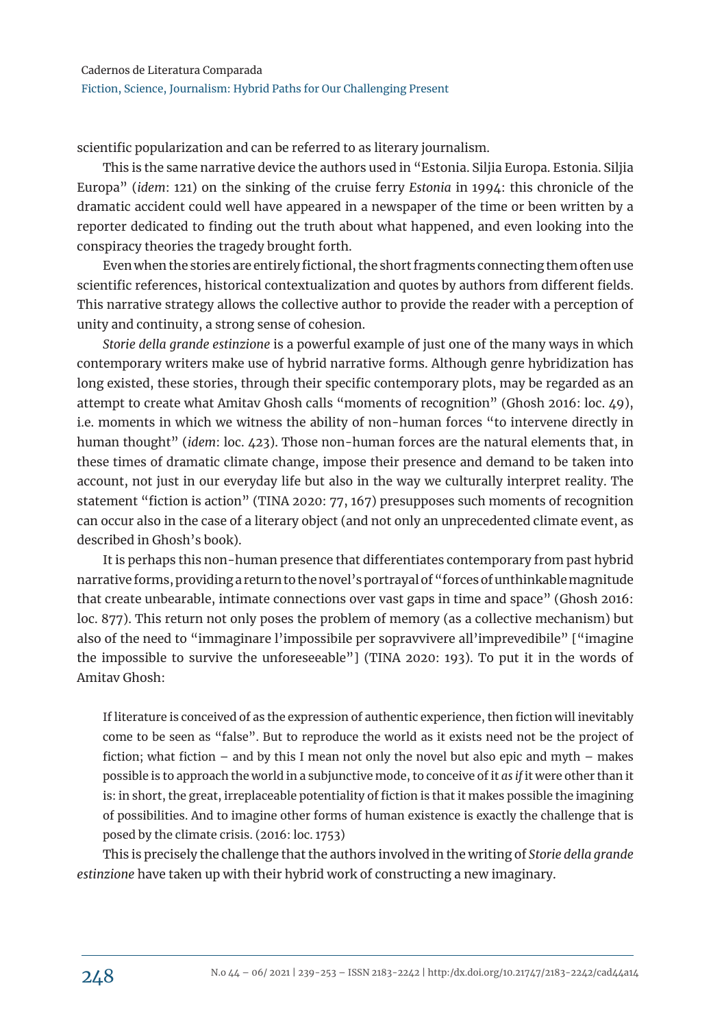scientific popularization and can be referred to as literary journalism.

This is the same narrative device the authors used in "Estonia. Siljia Europa. Estonia. Siljia Europa" (*idem*: 121) on the sinking of the cruise ferry *Estonia* in 1994: this chronicle of the dramatic accident could well have appeared in a newspaper of the time or been written by a reporter dedicated to finding out the truth about what happened, and even looking into the conspiracy theories the tragedy brought forth.

Even when the stories are entirely fictional, the short fragments connecting them often use scientific references, historical contextualization and quotes by authors from different fields. This narrative strategy allows the collective author to provide the reader with a perception of unity and continuity, a strong sense of cohesion.

*Storie della grande estinzione* is a powerful example of just one of the many ways in which contemporary writers make use of hybrid narrative forms. Although genre hybridization has long existed, these stories, through their specific contemporary plots, may be regarded as an attempt to create what Amitav Ghosh calls "moments of recognition" (Ghosh 2016: loc. 49), i.e. moments in which we witness the ability of non-human forces "to intervene directly in human thought" (*idem*: loc. 423). Those non-human forces are the natural elements that, in these times of dramatic climate change, impose their presence and demand to be taken into account, not just in our everyday life but also in the way we culturally interpret reality. The statement "fiction is action" (TINA 2020: 77, 167) presupposes such moments of recognition can occur also in the case of a literary object (and not only an unprecedented climate event, as described in Ghosh's book).

It is perhaps this non-human presence that differentiates contemporary from past hybrid narrative forms, providing a return to the novel's portrayal of "forces of unthinkable magnitude that create unbearable, intimate connections over vast gaps in time and space" (Ghosh 2016: loc. 877). This return not only poses the problem of memory (as a collective mechanism) but also of the need to "immaginare l'impossibile per sopravvivere all'imprevedibile" ["imagine the impossible to survive the unforeseeable"] (TINA 2020: 193). To put it in the words of Amitav Ghosh:

> If literature is conceived of as the expression of authentic experience, then fiction will inevitably come to be seen as "false". But to reproduce the world as it exists need not be the project of fiction; what fiction – and by this I mean not only the novel but also epic and myth – makes possible is to approach the world in a subjunctive mode, to conceive of it *as if* it were other than it is: in short, the great, irreplaceable potentiality of fiction is that it makes possible the imagining of possibilities. And to imagine other forms of human existence is exactly the challenge that is posed by the climate crisis. (2016: loc. 1753)

This is precisely the challenge that the authors involved in the writing of *Storie della grande estinzione* have taken up with their hybrid work of constructing a new imaginary.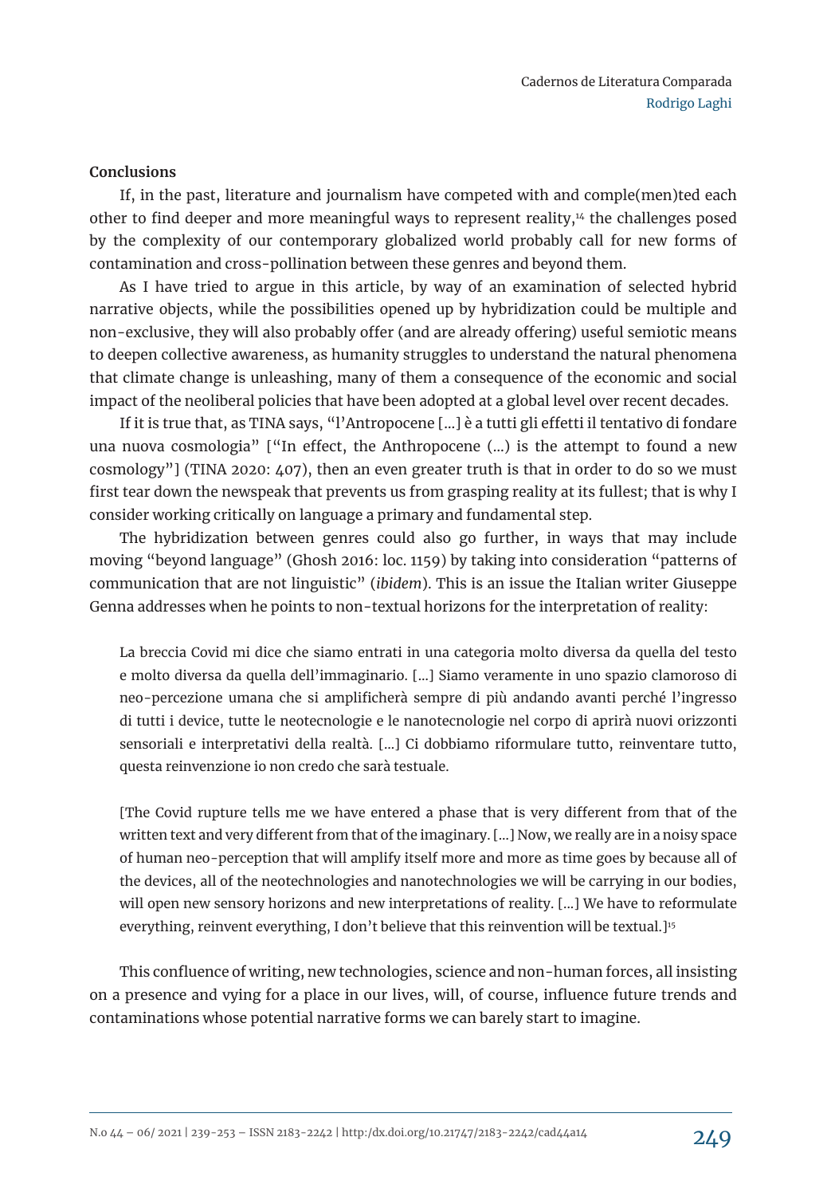**Conclusions**

If, in the past, literature and journalism have competed with and comple(men)ted each other to find deeper and more meaningful ways to represent reality,[14] the challenges posed by the complexity of our contemporary globalized world probably call for new forms of contamination and cross-pollination between these genres and beyond them.

As I have tried to argue in this article, by way of an examination of selected hybrid narrative objects, while the possibilities opened up by hybridization could be multiple and non-exclusive, they will also probably offer (and are already offering) useful semiotic means to deepen collective awareness, as humanity struggles to understand the natural phenomena that climate change is unleashing, many of them a consequence of the economic and social impact of the neoliberal policies that have been adopted at a global level over recent decades.

If it is true that, as TINA says, "l'Antropocene [...] è a tutti gli effetti il tentativo di fondare una nuova cosmologia" ["In effect, the Anthropocene (...) is the attempt to found a new cosmology"] (TINA 2020: 407), then an even greater truth is that in order to do so we must first tear down the newspeak that prevents us from grasping reality at its fullest; that is why I consider working critically on language a primary and fundamental step.

The hybridization between genres could also go further, in ways that may include moving "beyond language" (Ghosh 2016: loc. 1159) by taking into consideration "patterns of communication that are not linguistic" (*ibidem*). This is an issue the Italian writer Giuseppe Genna addresses when he points to non-textual horizons for the interpretation of reality:

> La breccia Covid mi dice che siamo entrati in una categoria molto diversa da quella del testo e molto diversa da quella dell'immaginario. [...] Siamo veramente in uno spazio clamoroso di neo-percezione umana che si amplificherà sempre di più andando avanti perché l'ingresso di tutti i device, tutte le neotecnologie e le nanotecnologie nel corpo di aprirà nuovi orizzonti sensoriali e interpretativi della realtà. [...] Ci dobbiamo riformulare tutto, reinventare tutto, questa reinvenzione io non credo che sarà testuale.
>
> [The Covid rupture tells me we have entered a phase that is very different from that of the written text and very different from that of the imaginary. [...] Now, we really are in a noisy space of human neo-perception that will amplify itself more and more as time goes by because all of the devices, all of the neotechnologies and nanotechnologies we will be carrying in our bodies, will open new sensory horizons and new interpretations of reality. [...] We have to reformulate everything, reinvent everything, I don't believe that this reinvention will be textual.][15]

This confluence of writing, new technologies, science and non-human forces, all insisting on a presence and vying for a place in our lives, will, of course, influence future trends and contaminations whose potential narrative forms we can barely start to imagine.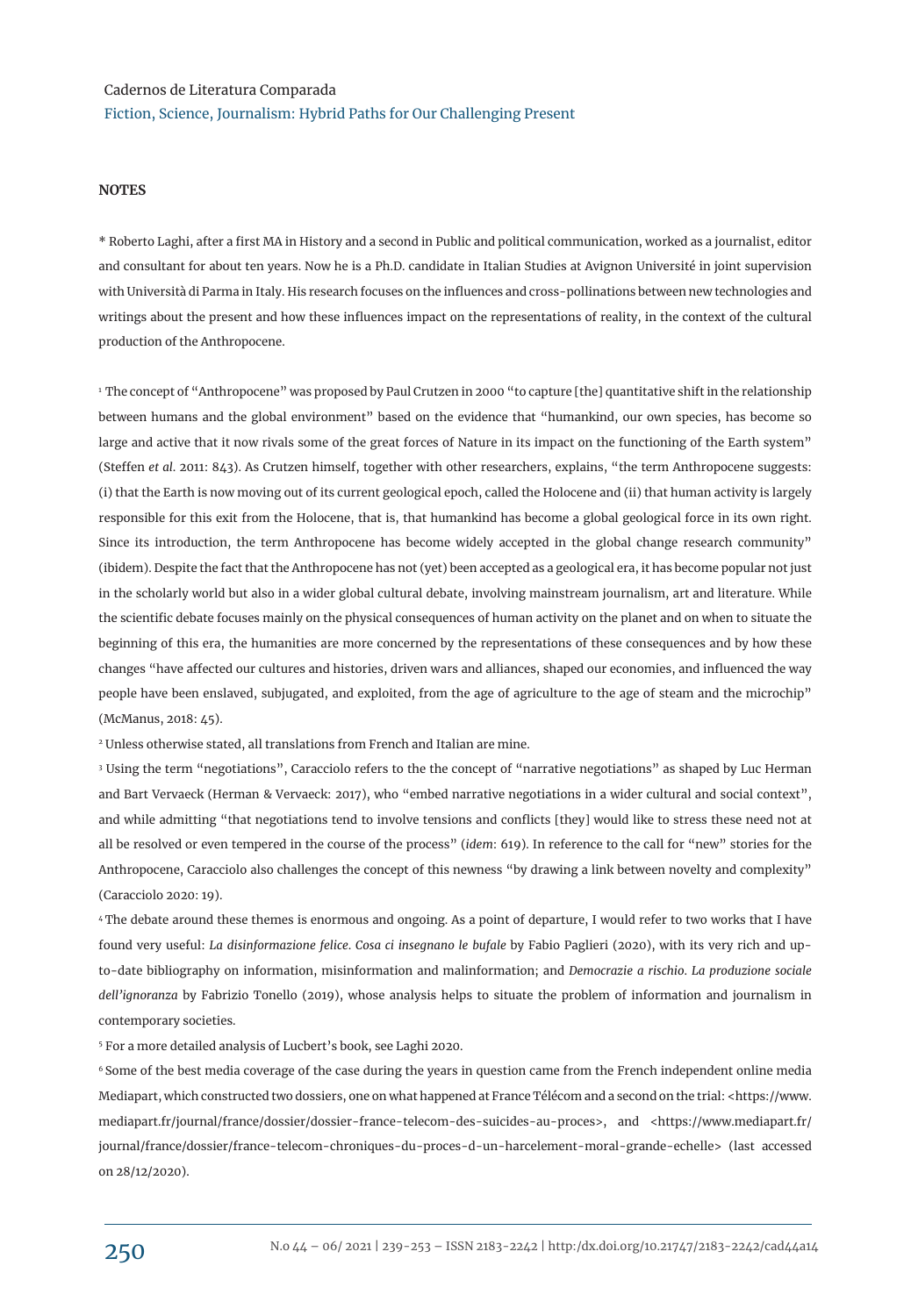## NOTES

\* Roberto Laghi, after a first MA in History and a second in Public and political communication, worked as a journalist, editor and consultant for about ten years. Now he is a Ph.D. candidate in Italian Studies at Avignon Université in joint supervision with Università di Parma in Italy. His research focuses on the influences and cross-pollinations between new technologies and writings about the present and how these influences impact on the representations of reality, in the context of the cultural production of the Anthropocene.

[1] The concept of "Anthropocene" was proposed by Paul Crutzen in 2000 "to capture [the] quantitative shift in the relationship between humans and the global environment" based on the evidence that "humankind, our own species, has become so large and active that it now rivals some of the great forces of Nature in its impact on the functioning of the Earth system" (Steffen *et al.* 2011: 843). As Crutzen himself, together with other researchers, explains, "the term Anthropocene suggests: (i) that the Earth is now moving out of its current geological epoch, called the Holocene and (ii) that human activity is largely responsible for this exit from the Holocene, that is, that humankind has become a global geological force in its own right. Since its introduction, the term Anthropocene has become widely accepted in the global change research community" (ibidem). Despite the fact that the Anthropocene has not (yet) been accepted as a geological era, it has become popular not just in the scholarly world but also in a wider global cultural debate, involving mainstream journalism, art and literature. While the scientific debate focuses mainly on the physical consequences of human activity on the planet and on when to situate the beginning of this era, the humanities are more concerned by the representations of these consequences and by how these changes "have affected our cultures and histories, driven wars and alliances, shaped our economies, and influenced the way people have been enslaved, subjugated, and exploited, from the age of agriculture to the age of steam and the microchip" (McManus, 2018: 45).

[2] Unless otherwise stated, all translations from French and Italian are mine.

[3] Using the term "negotiations", Caracciolo refers to the the concept of "narrative negotiations" as shaped by Luc Herman and Bart Vervaeck (Herman & Vervaeck: 2017), who "embed narrative negotiations in a wider cultural and social context", and while admitting "that negotiations tend to involve tensions and conflicts [they] would like to stress these need not at all be resolved or even tempered in the course of the process" (*idem*: 619). In reference to the call for "new" stories for the Anthropocene, Caracciolo also challenges the concept of this newness "by drawing a link between novelty and complexity" (Caracciolo 2020: 19).

[4] The debate around these themes is enormous and ongoing. As a point of departure, I would refer to two works that I have found very useful: *La disinformazione felice. Cosa ci insegnano le bufale* by Fabio Paglieri (2020), with its very rich and up-to-date bibliography on information, misinformation and malinformation; and *Democrazie a rischio. La produzione sociale dell'ignoranza* by Fabrizio Tonello (2019), whose analysis helps to situate the problem of information and journalism in contemporary societies.

[5] For a more detailed analysis of Lucbert's book, see Laghi 2020.

[6] Some of the best media coverage of the case during the years in question came from the French independent online media Mediapart, which constructed two dossiers, one on what happened at France Télécom and a second on the trial: <https://www.mediapart.fr/journal/france/dossier/dossier-france-telecom-des-suicides-au-proces>, and <https://www.mediapart.fr/journal/france/dossier/france-telecom-chroniques-du-proces-d-un-harcelement-moral-grande-echelle> (last accessed on 28/12/2020).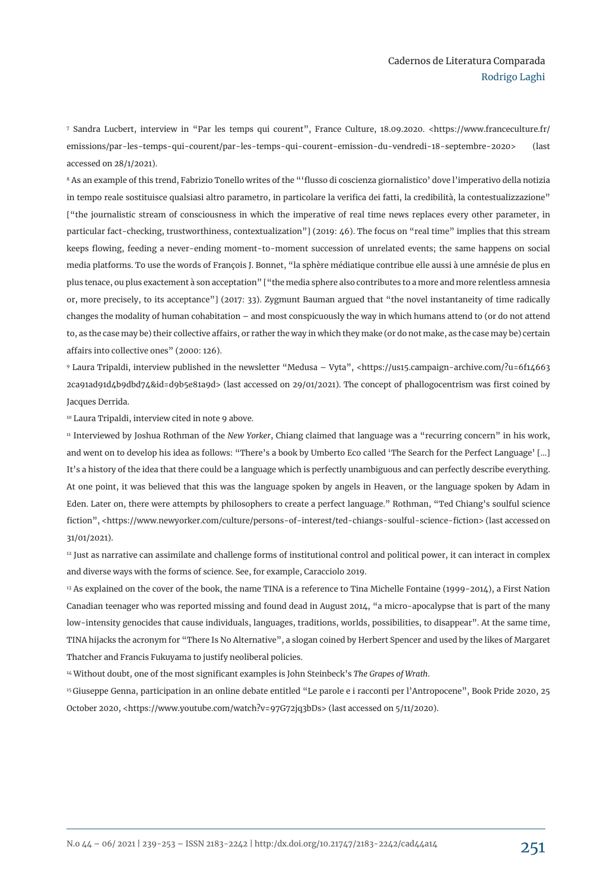[7] Sandra Lucbert, interview in "Par les temps qui courent", France Culture, 18.09.2020. <https://www.franceculture.fr/emissions/par-les-temps-qui-courent/par-les-temps-qui-courent-emission-du-vendredi-18-septembre-2020> (last accessed on 28/1/2021).

[8] As an example of this trend, Fabrizio Tonello writes of the "'flusso di coscienza giornalistico' dove l'imperativo della notizia in tempo reale sostituisce qualsiasi altro parametro, in particolare la verifica dei fatti, la credibilità, la contestualizzazione" ["the journalistic stream of consciousness in which the imperative of real time news replaces every other parameter, in particular fact-checking, trustworthiness, contextualization"] (2019: 46). The focus on "real time" implies that this stream keeps flowing, feeding a never-ending moment-to-moment succession of unrelated events; the same happens on social media platforms. To use the words of François J. Bonnet, "la sphère médiatique contribue elle aussi à une amnésie de plus en plus tenace, ou plus exactement à son acceptation" ["the media sphere also contributes to a more and more relentless amnesia or, more precisely, to its acceptance"] (2017: 33). Zygmunt Bauman argued that "the novel instantaneity of time radically changes the modality of human cohabitation – and most conspicuously the way in which humans attend to (or do not attend to, as the case may be) their collective affairs, or rather the way in which they make (or do not make, as the case may be) certain affairs into collective ones" (2000: 126).

[9] Laura Tripaldi, interview published in the newsletter "Medusa – Vyta", <https://us15.campaign-archive.com/?u=6f146632ca91ad91d4b9dbd74&id=d9b5e81a9d> (last accessed on 29/01/2021). The concept of phallogocentrism was first coined by Jacques Derrida.

[10] Laura Tripaldi, interview cited in note 9 above.

[11] Interviewed by Joshua Rothman of the *New Yorker*, Chiang claimed that language was a "recurring concern" in his work, and went on to develop his idea as follows: "There's a book by Umberto Eco called 'The Search for the Perfect Language' [...] It's a history of the idea that there could be a language which is perfectly unambiguous and can perfectly describe everything. At one point, it was believed that this was the language spoken by angels in Heaven, or the language spoken by Adam in Eden. Later on, there were attempts by philosophers to create a perfect language." Rothman, "Ted Chiang's soulful science fiction", <https://www.newyorker.com/culture/persons-of-interest/ted-chiangs-soulful-science-fiction> (last accessed on 31/01/2021).

[12] Just as narrative can assimilate and challenge forms of institutional control and political power, it can interact in complex and diverse ways with the forms of science. See, for example, Caracciolo 2019.

[13] As explained on the cover of the book, the name TINA is a reference to Tina Michelle Fontaine (1999-2014), a First Nation Canadian teenager who was reported missing and found dead in August 2014, "a micro-apocalypse that is part of the many low-intensity genocides that cause individuals, languages, traditions, worlds, possibilities, to disappear". At the same time, TINA hijacks the acronym for "There Is No Alternative", a slogan coined by Herbert Spencer and used by the likes of Margaret Thatcher and Francis Fukuyama to justify neoliberal policies.

[14] Without doubt, one of the most significant examples is John Steinbeck's *The Grapes of Wrath*.

[15] Giuseppe Genna, participation in an online debate entitled "Le parole e i racconti per l'Antropocene", Book Pride 2020, 25 October 2020, <https://www.youtube.com/watch?v=97G72jq3bDs> (last accessed on 5/11/2020).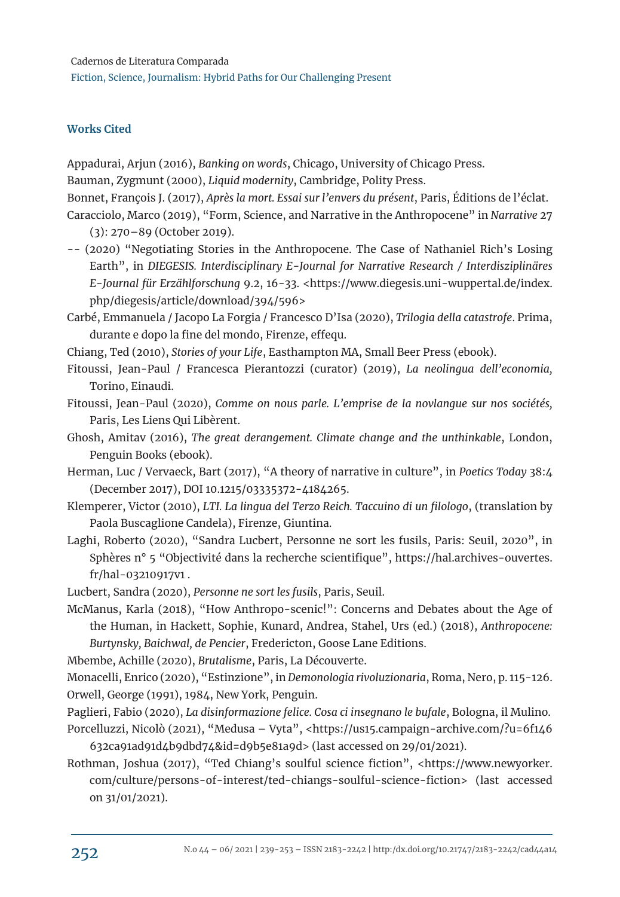## Works Cited

Appadurai, Arjun (2016), *Banking on words*, Chicago, University of Chicago Press.

Bauman, Zygmunt (2000), *Liquid modernity*, Cambridge, Polity Press.

Bonnet, François J. (2017), *Après la mort. Essai sur l'envers du présent*, Paris, Éditions de l'éclat.

Caracciolo, Marco (2019), "Form, Science, and Narrative in the Anthropocene" in *Narrative* 27 (3): 270–89 (October 2019).

-- (2020) "Negotiating Stories in the Anthropocene. The Case of Nathaniel Rich's Losing Earth", in *DIEGESIS. Interdisciplinary E-Journal for Narrative Research / Interdisziplinäres E-Journal für Erzählforschung* 9.2, 16-33. <https://www.diegesis.uni-wuppertal.de/index.php/diegesis/article/download/394/596>

Carbé, Emmanuela / Jacopo La Forgia / Francesco D'Isa (2020), *Trilogia della catastrofe*. Prima, durante e dopo la fine del mondo, Firenze, effequ.

Chiang, Ted (2010), *Stories of your Life*, Easthampton MA, Small Beer Press (ebook).

Fitoussi, Jean-Paul / Francesca Pierantozzi (curator) (2019), *La neolingua dell'economia,* Torino, Einaudi.

Fitoussi, Jean-Paul (2020), *Comme on nous parle. L'emprise de la novlangue sur nos sociétés,* Paris, Les Liens Qui Libèrent.

Ghosh, Amitav (2016), *The great derangement. Climate change and the unthinkable*, London, Penguin Books (ebook).

Herman, Luc / Vervaeck, Bart (2017), "A theory of narrative in culture", in *Poetics Today* 38:4 (December 2017), DOI 10.1215/03335372-4184265.

Klemperer, Victor (2010), *LTI. La lingua del Terzo Reich. Taccuino di un filologo*, (translation by Paola Buscaglione Candela), Firenze, Giuntina.

Laghi, Roberto (2020), "Sandra Lucbert, Personne ne sort les fusils, Paris: Seuil, 2020", in Sphères n° 5 "Objectivité dans la recherche scientifique", https://hal.archives-ouvertes.fr/hal-03210917v1 .

Lucbert, Sandra (2020), *Personne ne sort les fusils*, Paris, Seuil.

McManus, Karla (2018), "How Anthropo-scenic!": Concerns and Debates about the Age of the Human, in Hackett, Sophie, Kunard, Andrea, Stahel, Urs (ed.) (2018), *Anthropocene: Burtynsky, Baichwal, de Pencier*, Fredericton, Goose Lane Editions.

Mbembe, Achille (2020), *Brutalisme*, Paris, La Découverte.

Monacelli, Enrico (2020), "Estinzione", in *Demonologia rivoluzionaria*, Roma, Nero, p. 115-126.

Orwell, George (1991), 1984, New York, Penguin.

Paglieri, Fabio (2020), *La disinformazione felice. Cosa ci insegnano le bufale*, Bologna, il Mulino.

Porcelluzzi, Nicolò (2021), "Medusa – Vyta", <https://us15.campaign-archive.com/?u=6f146632ca91ad91d4b9dbd74&id=d9b5e81a9d> (last accessed on 29/01/2021).

Rothman, Joshua (2017), "Ted Chiang's soulful science fiction", <https://www.newyorker.com/culture/persons-of-interest/ted-chiangs-soulful-science-fiction> (last accessed on 31/01/2021).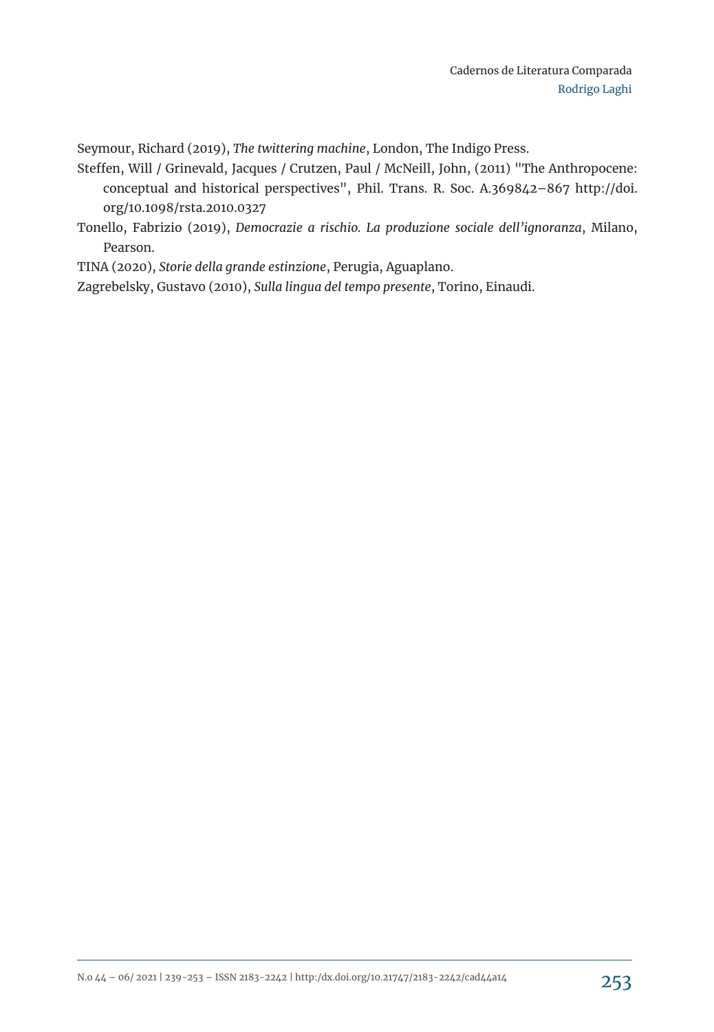Seymour, Richard (2019), *The twittering machine*, London, The Indigo Press.

Steffen, Will / Grinevald, Jacques / Crutzen, Paul / McNeill, John, (2011) "The Anthropocene: conceptual and historical perspectives", Phil. Trans. R. Soc. A.369842–867 http://doi.org/10.1098/rsta.2010.0327

Tonello, Fabrizio (2019), *Democrazie a rischio. La produzione sociale dell'ignoranza*, Milano, Pearson.

TINA (2020), *Storie della grande estinzione*, Perugia, Aguaplano.

Zagrebelsky, Gustavo (2010), *Sulla lingua del tempo presente*, Torino, Einaudi.